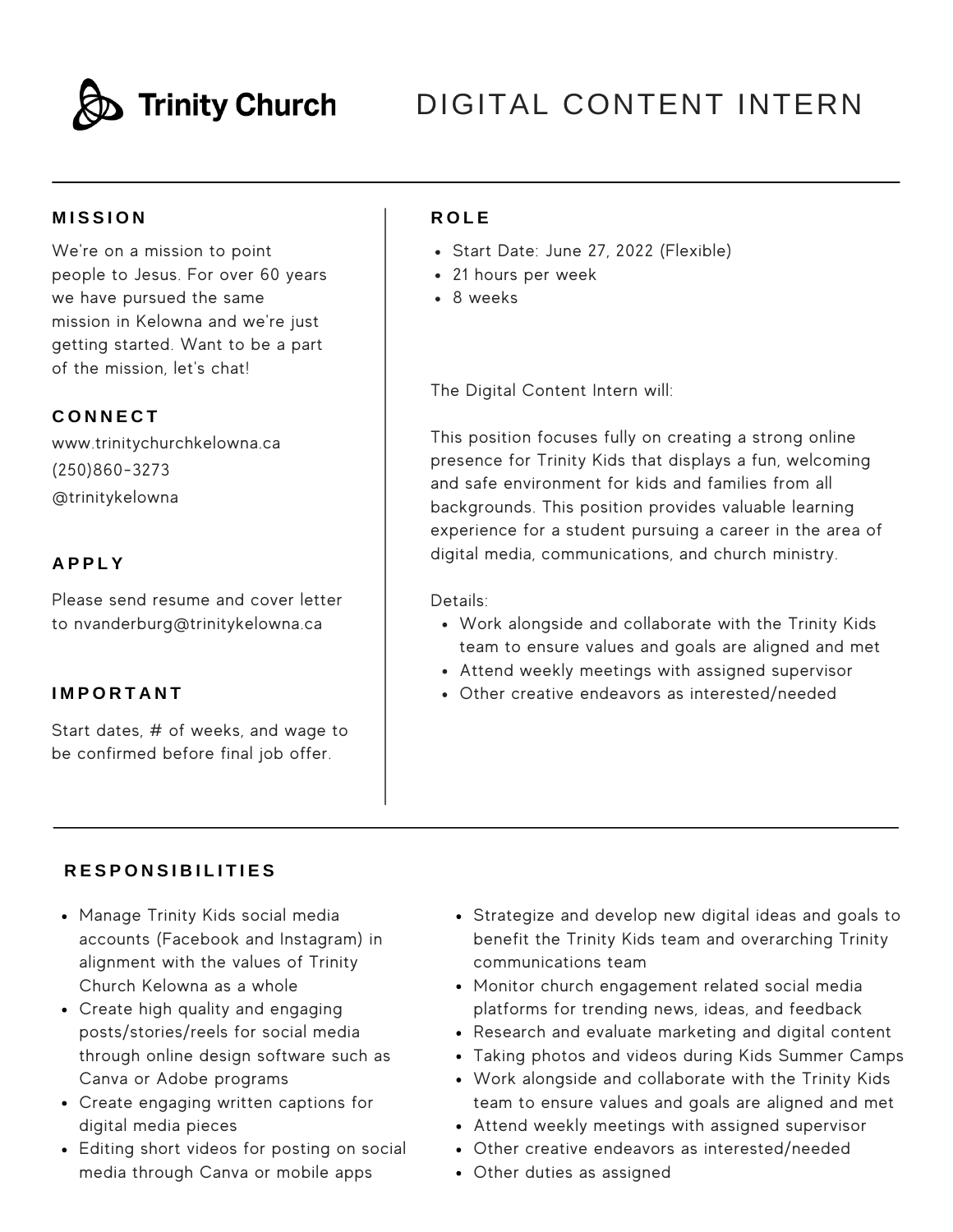# Trinity Church

# DIGITAL CONTENT INTERN

## MISSION

We're on a mission to point people to Jesus. For over 60 years we have pursued the same mission in Kelowna and we're just getting started. Want to be a part of the mission, let's chat!

## CONNECT

www.trinitychurchkelowna.ca
(250)860-3273
@trinitykelowna

## APPLY

Please send resume and cover letter to nvanderburg@trinitykelowna.ca

## IMPORTANT

Start dates, # of weeks, and wage to be confirmed before final job offer.

## ROLE

- Start Date: June 27, 2022 (Flexible)
- 21 hours per week
- 8 weeks

The Digital Content Intern will:

This position focuses fully on creating a strong online presence for Trinity Kids that displays a fun, welcoming and safe environment for kids and families from all backgrounds. This position provides valuable learning experience for a student pursuing a career in the area of digital media, communications, and church ministry.

Details:

- Work alongside and collaborate with the Trinity Kids team to ensure values and goals are aligned and met
- Attend weekly meetings with assigned supervisor
- Other creative endeavors as interested/needed

## RESPONSIBILITIES

- Manage Trinity Kids social media accounts (Facebook and Instagram) in alignment with the values of Trinity Church Kelowna as a whole
- Create high quality and engaging posts/stories/reels for social media through online design software such as Canva or Adobe programs
- Create engaging written captions for digital media pieces
- Editing short videos for posting on social media through Canva or mobile apps
- Strategize and develop new digital ideas and goals to benefit the Trinity Kids team and overarching Trinity communications team
- Monitor church engagement related social media platforms for trending news, ideas, and feedback
- Research and evaluate marketing and digital content
- Taking photos and videos during Kids Summer Camps
- Work alongside and collaborate with the Trinity Kids team to ensure values and goals are aligned and met
- Attend weekly meetings with assigned supervisor
- Other creative endeavors as interested/needed
- Other duties as assigned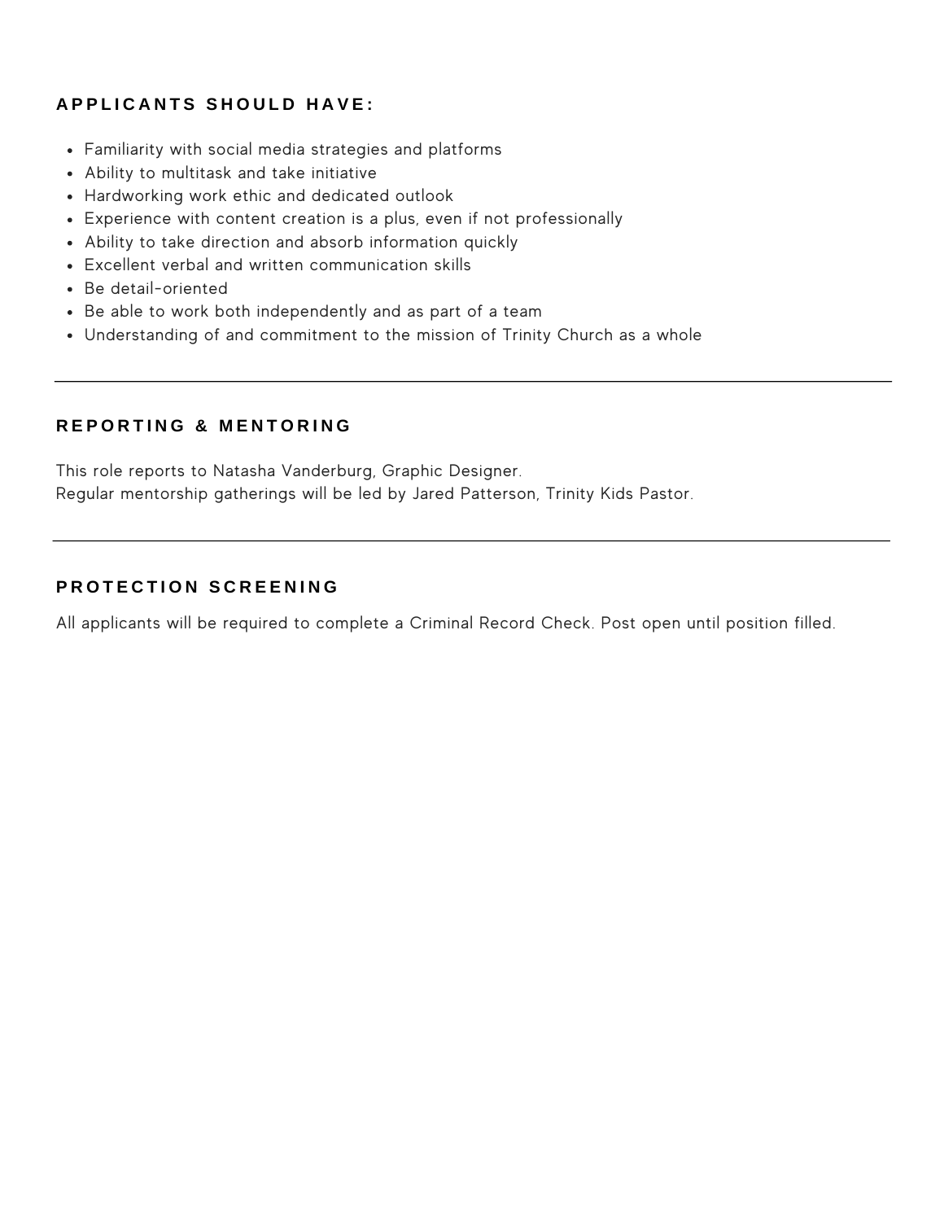## APPLICANTS SHOULD HAVE:

- Familiarity with social media strategies and platforms
- Ability to multitask and take initiative
- Hardworking work ethic and dedicated outlook
- Experience with content creation is a plus, even if not professionally
- Ability to take direction and absorb information quickly
- Excellent verbal and written communication skills
- Be detail-oriented
- Be able to work both independently and as part of a team
- Understanding of and commitment to the mission of Trinity Church as a whole

---

## REPORTING & MENTORING

This role reports to Natasha Vanderburg, Graphic Designer.
Regular mentorship gatherings will be led by Jared Patterson, Trinity Kids Pastor.

---

## PROTECTION SCREENING

All applicants will be required to complete a Criminal Record Check. Post open until position filled.